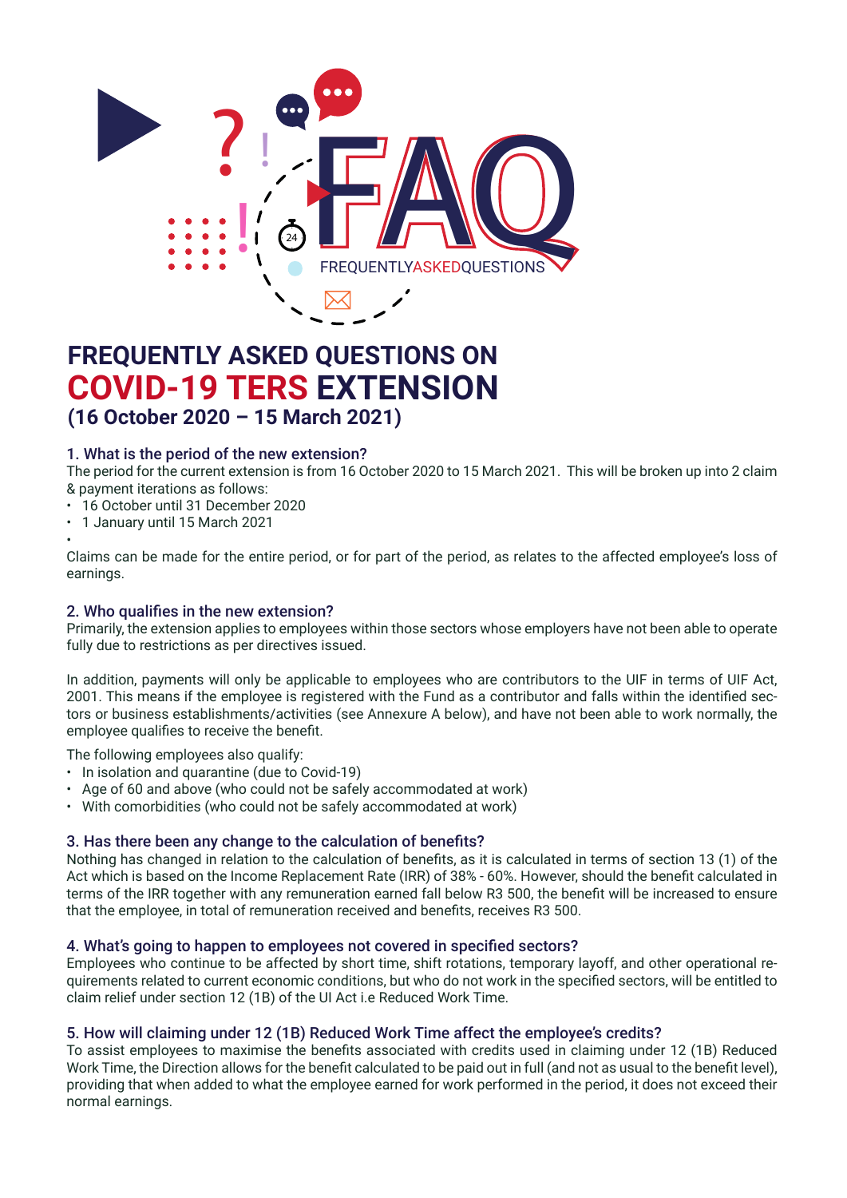# FREQUENTLY ASKED QUESTIONS ON COVID-19 TERS EXTENSION (16 October 2020 – 15 March 2021)

### 1. What is the period of the new extension?

The period for the current extension is from 16 October 2020 to 15 March 2021. This will be broken up into 2 claim & payment iterations as follows:

- 16 October until 31 December 2020
- 1 January until 15 March 2021

Claims can be made for the entire period, or for part of the period, as relates to the affected employee's loss of earnings.

### 2. Who qualifies in the new extension?

Primarily, the extension applies to employees within those sectors whose employers have not been able to operate fully due to restrictions as per directives issued.

In addition, payments will only be applicable to employees who are contributors to the UIF in terms of UIF Act, 2001. This means if the employee is registered with the Fund as a contributor and falls within the identified sectors or business establishments/activities (see Annexure A below), and have not been able to work normally, the employee qualifies to receive the benefit.

The following employees also qualify:

- In isolation and quarantine (due to Covid-19)
- Age of 60 and above (who could not be safely accommodated at work)
- With comorbidities (who could not be safely accommodated at work)

### 3. Has there been any change to the calculation of benefits?

Nothing has changed in relation to the calculation of benefits, as it is calculated in terms of section 13 (1) of the Act which is based on the Income Replacement Rate (IRR) of 38% - 60%. However, should the benefit calculated in terms of the IRR together with any remuneration earned fall below R3 500, the benefit will be increased to ensure that the employee, in total of remuneration received and benefits, receives R3 500.

### 4. What's going to happen to employees not covered in specified sectors?

Employees who continue to be affected by short time, shift rotations, temporary layoff, and other operational requirements related to current economic conditions, but who do not work in the specified sectors, will be entitled to claim relief under section 12 (1B) of the UI Act i.e Reduced Work Time.

### 5. How will claiming under 12 (1B) Reduced Work Time affect the employee's credits?

To assist employees to maximise the benefits associated with credits used in claiming under 12 (1B) Reduced Work Time, the Direction allows for the benefit calculated to be paid out in full (and not as usual to the benefit level), providing that when added to what the employee earned for work performed in the period, it does not exceed their normal earnings.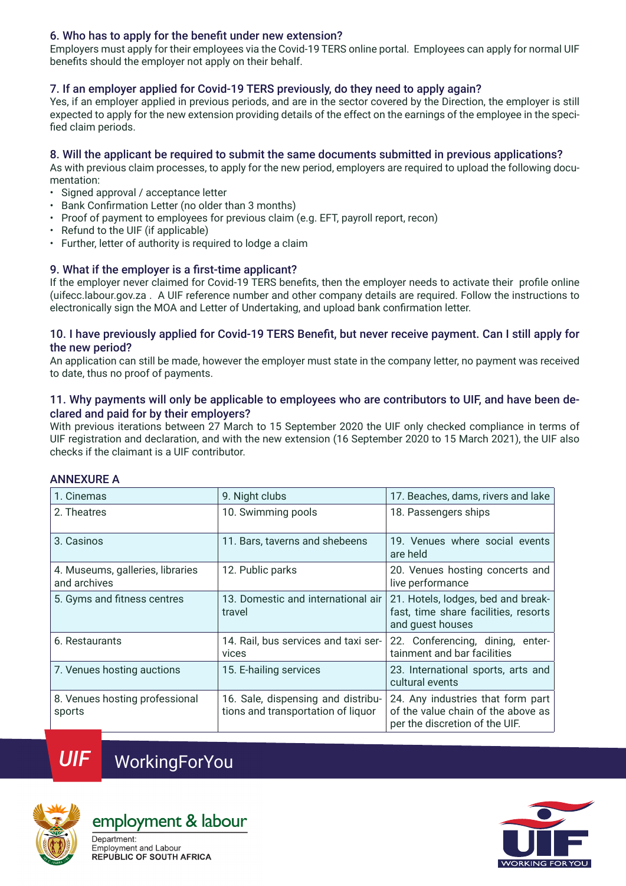### 6. Who has to apply for the benefit under new extension?

Employers must apply for their employees via the Covid-19 TERS online portal. Employees can apply for normal UIF benefits should the employer not apply on their behalf.

### 7. If an employer applied for Covid-19 TERS previously, do they need to apply again?

Yes, if an employer applied in previous periods, and are in the sector covered by the Direction, the employer is still expected to apply for the new extension providing details of the effect on the earnings of the employee in the specified claim periods.

### 8. Will the applicant be required to submit the same documents submitted in previous applications?

As with previous claim processes, to apply for the new period, employers are required to upload the following documentation:

- Signed approval / acceptance letter
- Bank Confirmation Letter (no older than 3 months)
- Proof of payment to employees for previous claim (e.g. EFT, payroll report, recon)
- Refund to the UIF (if applicable)
- Further, letter of authority is required to lodge a claim

### 9. What if the employer is a first-time applicant?

If the employer never claimed for Covid-19 TERS benefits, then the employer needs to activate their profile online (uifecc.labour.gov.za . A UIF reference number and other company details are required. Follow the instructions to electronically sign the MOA and Letter of Undertaking, and upload bank confirmation letter.

### 10. I have previously applied for Covid-19 TERS Benefit, but never receive payment. Can I still apply for the new period?

An application can still be made, however the employer must state in the company letter, no payment was received to date, thus no proof of payments.

### 11. Why payments will only be applicable to employees who are contributors to UIF, and have been declared and paid for by their employers?

With previous iterations between 27 March to 15 September 2020 the UIF only checked compliance in terms of UIF registration and declaration, and with the new extension (16 September 2020 to 15 March 2021), the UIF also checks if the claimant is a UIF contributor.

### ANNEXURE A

| | | |
|---|---|---|
| 1. Cinemas | 9. Night clubs | 17. Beaches, dams, rivers and lake |
| 2. Theatres | 10. Swimming pools | 18. Passengers ships |
| 3. Casinos | 11. Bars, taverns and shebeens | 19. Venues where social events are held |
| 4. Museums, galleries, libraries and archives | 12. Public parks | 20. Venues hosting concerts and live performance |
| 5. Gyms and fitness centres | 13. Domestic and international air travel | 21. Hotels, lodges, bed and breakfast, time share facilities, resorts and guest houses |
| 6. Restaurants | 14. Rail, bus services and taxi services | 22. Conferencing, dining, entertainment and bar facilities |
| 7. Venues hosting auctions | 15. E-hailing services | 23. International sports, arts and cultural events |
| 8. Venues hosting professional sports | 16. Sale, dispensing and distributions and transportation of liquor | 24. Any industries that form part of the value chain of the above as per the discretion of the UIF. |

UIF WorkingForYou

employment & labour

Department:
Employment and Labour
REPUBLIC OF SOUTH AFRICA

UIF WORKING FOR YOU